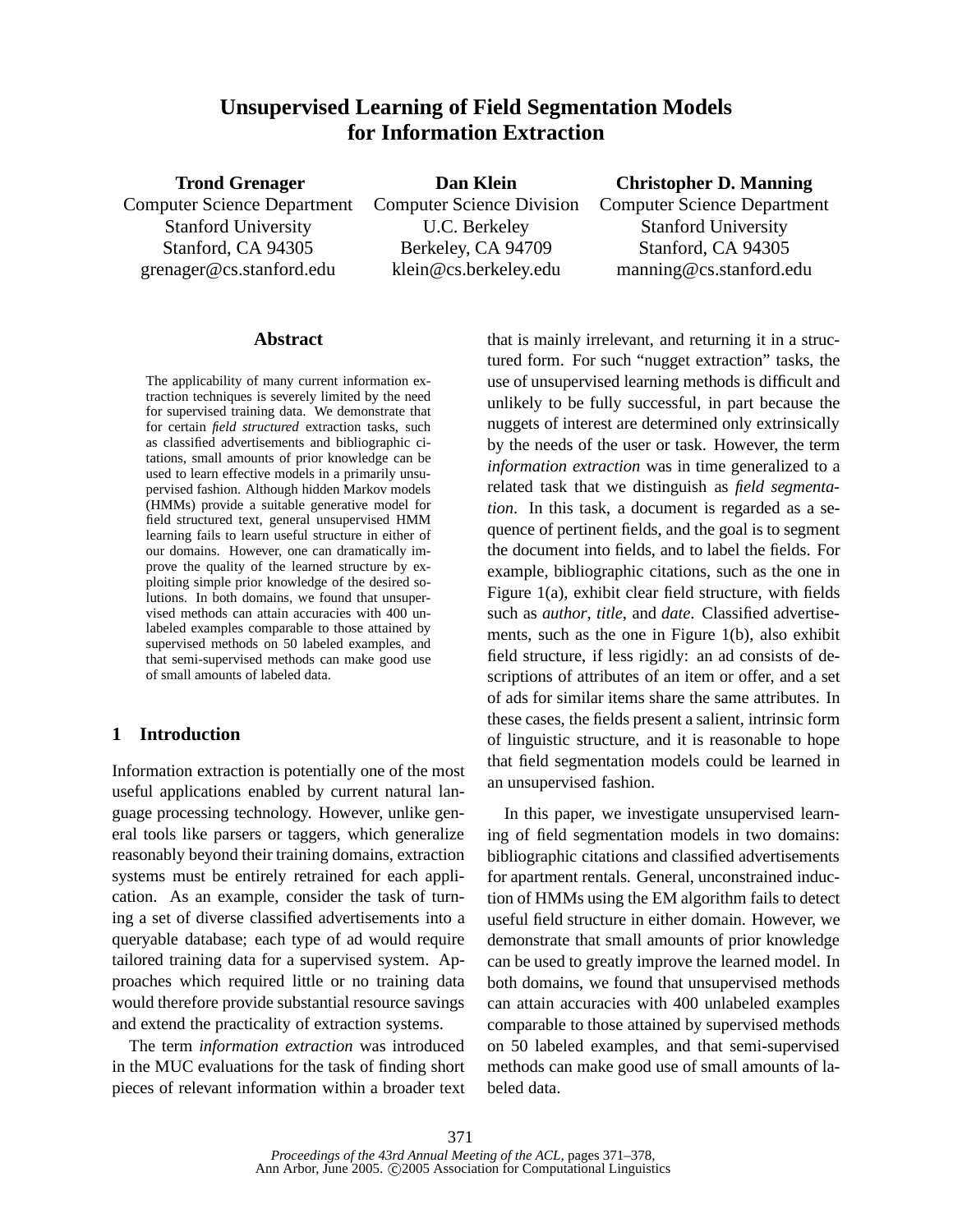# Unsupervised Learning of Field Segmentation Models for Information Extraction

**Trond Grenager**
Computer Science Department
Stanford University
Stanford, CA 94305
grenager@cs.stanford.edu

**Dan Klein**
Computer Science Division
U.C. Berkeley
Berkeley, CA 94709
klein@cs.berkeley.edu

**Christopher D. Manning**
Computer Science Department
Stanford University
Stanford, CA 94305
manning@cs.stanford.edu

## Abstract

The applicability of many current information extraction techniques is severely limited by the need for supervised training data. We demonstrate that for certain *field structured* extraction tasks, such as classified advertisements and bibliographic citations, small amounts of prior knowledge can be used to learn effective models in a primarily unsupervised fashion. Although hidden Markov models (HMMs) provide a suitable generative model for field structured text, general unsupervised HMM learning fails to learn useful structure in either of our domains. However, one can dramatically improve the quality of the learned structure by exploiting simple prior knowledge of the desired solutions. In both domains, we found that unsupervised methods can attain accuracies with 400 unlabeled examples comparable to those attained by supervised methods on 50 labeled examples, and that semi-supervised methods can make good use of small amounts of labeled data.

## 1 Introduction

Information extraction is potentially one of the most useful applications enabled by current natural language processing technology. However, unlike general tools like parsers or taggers, which generalize reasonably beyond their training domains, extraction systems must be entirely retrained for each application. As an example, consider the task of turning a set of diverse classified advertisements into a queryable database; each type of ad would require tailored training data for a supervised system. Approaches which required little or no training data would therefore provide substantial resource savings and extend the practicality of extraction systems.

The term *information extraction* was introduced in the MUC evaluations for the task of finding short pieces of relevant information within a broader text that is mainly irrelevant, and returning it in a structured form. For such "nugget extraction" tasks, the use of unsupervised learning methods is difficult and unlikely to be fully successful, in part because the nuggets of interest are determined only extrinsically by the needs of the user or task. However, the term *information extraction* was in time generalized to a related task that we distinguish as *field segmentation*. In this task, a document is regarded as a sequence of pertinent fields, and the goal is to segment the document into fields, and to label the fields. For example, bibliographic citations, such as the one in Figure 1(a), exhibit clear field structure, with fields such as *author*, *title*, and *date*. Classified advertisements, such as the one in Figure 1(b), also exhibit field structure, if less rigidly: an ad consists of descriptions of attributes of an item or offer, and a set of ads for similar items share the same attributes. In these cases, the fields present a salient, intrinsic form of linguistic structure, and it is reasonable to hope that field segmentation models could be learned in an unsupervised fashion.

In this paper, we investigate unsupervised learning of field segmentation models in two domains: bibliographic citations and classified advertisements for apartment rentals. General, unconstrained induction of HMMs using the EM algorithm fails to detect useful field structure in either domain. However, we demonstrate that small amounts of prior knowledge can be used to greatly improve the learned model. In both domains, we found that unsupervised methods can attain accuracies with 400 unlabeled examples comparable to those attained by supervised methods on 50 labeled examples, and that semi-supervised methods can make good use of small amounts of labeled data.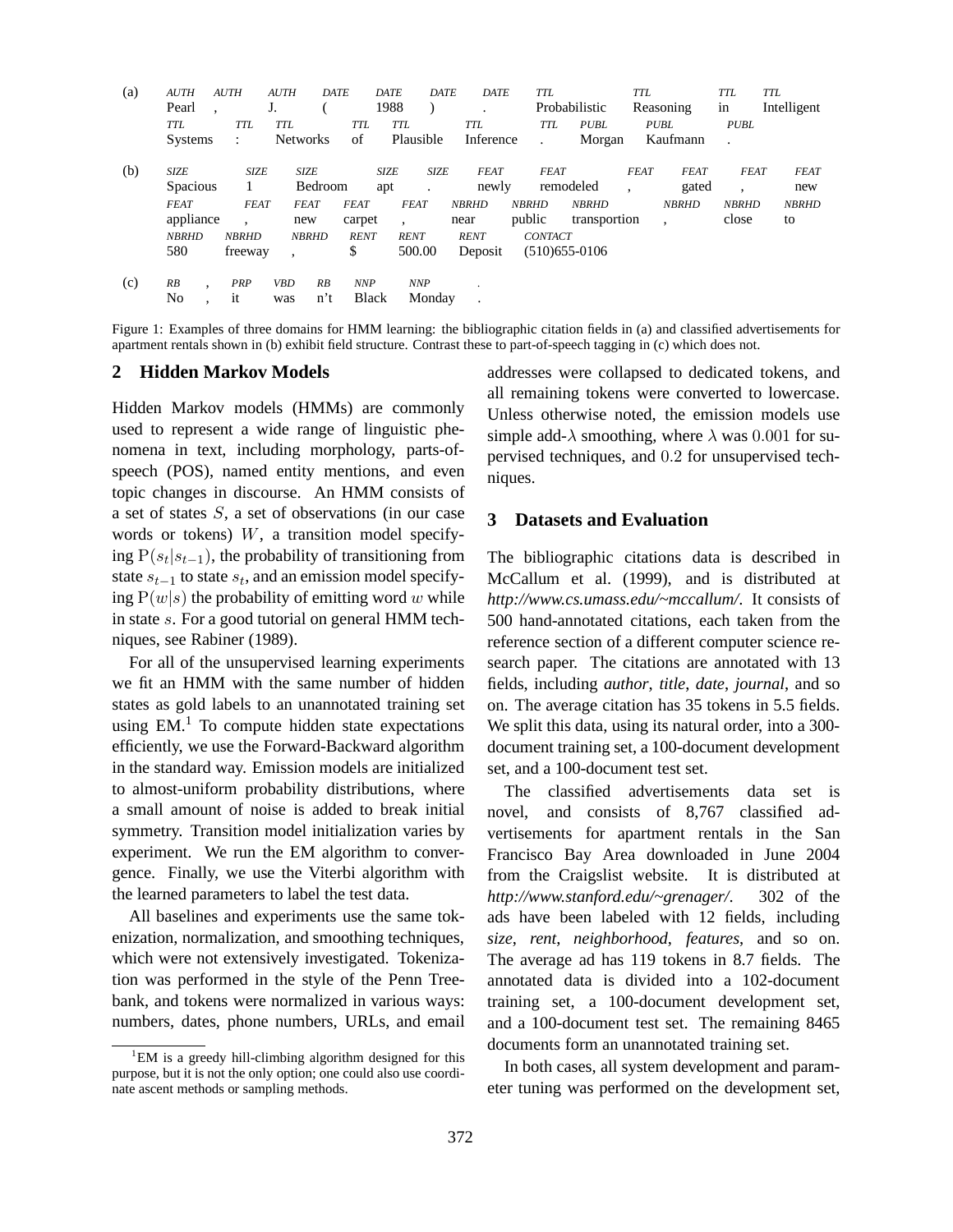(a)

| AUTH | AUTH | AUTH | DATE | DATE | DATE | DATE | TTL | TTL | TTL | TTL |
|---|---|---|---|---|---|---|---|---|---|---|
| Pearl | , | J. | ( | 1988 | ) | . | Probabilistic | Reasoning | in | Intelligent |

| TTL | TTL | TTL | TTL | TTL | TTL | TTL | PUBL | PUBL | PUBL |
|---|---|---|---|---|---|---|---|---|---|
| Systems | : | Networks | of | Plausible | Inference | . | Morgan | Kaufmann | . |

(b)

| SIZE | SIZE | SIZE | SIZE | SIZE | FEAT | FEAT | FEAT | FEAT | FEAT | FEAT |
|---|---|---|---|---|---|---|---|---|---|---|
| Spacious | 1 | Bedroom | apt | . | newly | remodeled | , | gated | , | new |

| FEAT | FEAT | FEAT | FEAT | FEAT | NBRHD | NBRHD | NBRHD | NBRHD | NBRHD | NBRHD |
|---|---|---|---|---|---|---|---|---|---|---|
| appliance | , | new | carpet | , | near | public | transportion | , | close | to |

| NBRHD | NBRHD | NBRHD | RENT | RENT | RENT | CONTACT |
|---|---|---|---|---|---|---|
| 580 | freeway | , | $ | 500.00 | Deposit | (510)655-0106 |

(c)

| RB | , | PRP | VBD | RB | NNP | NNP | . |
|---|---|---|---|---|---|---|---|
| No | , | it | was | n't | Black | Monday | . |

Figure 1: Examples of three domains for HMM learning: the bibliographic citation fields in (a) and classified advertisements for apartment rentals shown in (b) exhibit field structure. Contrast these to part-of-speech tagging in (c) which does not.

## 2 Hidden Markov Models

Hidden Markov models (HMMs) are commonly used to represent a wide range of linguistic phenomena in text, including morphology, parts-of-speech (POS), named entity mentions, and even topic changes in discourse. An HMM consists of a set of states $S$, a set of observations (in our case words or tokens) $W$, a transition model specifying $\mathrm{P}(s_t|s_{t-1})$, the probability of transitioning from state $s_{t-1}$ to state $s_t$, and an emission model specifying $\mathrm{P}(w|s)$ the probability of emitting word $w$ while in state $s$. For a good tutorial on general HMM techniques, see Rabiner (1989).

For all of the unsupervised learning experiments we fit an HMM with the same number of hidden states as gold labels to an unannotated training set using EM.[1] To compute hidden state expectations efficiently, we use the Forward-Backward algorithm in the standard way. Emission models are initialized to almost-uniform probability distributions, where a small amount of noise is added to break initial symmetry. Transition model initialization varies by experiment. We run the EM algorithm to convergence. Finally, we use the Viterbi algorithm with the learned parameters to label the test data.

All baselines and experiments use the same tokenization, normalization, and smoothing techniques, which were not extensively investigated. Tokenization was performed in the style of the Penn Treebank, and tokens were normalized in various ways: numbers, dates, phone numbers, URLs, and email addresses were collapsed to dedicated tokens, and all remaining tokens were converted to lowercase. Unless otherwise noted, the emission models use simple add-$\lambda$ smoothing, where $\lambda$ was $0.001$ for supervised techniques, and $0.2$ for unsupervised techniques.

[1] EM is a greedy hill-climbing algorithm designed for this purpose, but it is not the only option; one could also use coordinate ascent methods or sampling methods.

## 3 Datasets and Evaluation

The bibliographic citations data is described in McCallum et al. (1999), and is distributed at *http://www.cs.umass.edu/~mccallum/*. It consists of 500 hand-annotated citations, each taken from the reference section of a different computer science research paper. The citations are annotated with 13 fields, including *author*, *title*, *date*, *journal*, and so on. The average citation has 35 tokens in 5.5 fields. We split this data, using its natural order, into a 300-document training set, a 100-document development set, and a 100-document test set.

The classified advertisements data set is novel, and consists of 8,767 classified advertisements for apartment rentals in the San Francisco Bay Area downloaded in June 2004 from the Craigslist website. It is distributed at *http://www.stanford.edu/~grenager/*. 302 of the ads have been labeled with 12 fields, including *size*, *rent*, *neighborhood*, *features*, and so on. The average ad has 119 tokens in 8.7 fields. The annotated data is divided into a 102-document training set, a 100-document development set, and a 100-document test set. The remaining 8465 documents form an unannotated training set.

In both cases, all system development and parameter tuning was performed on the development set,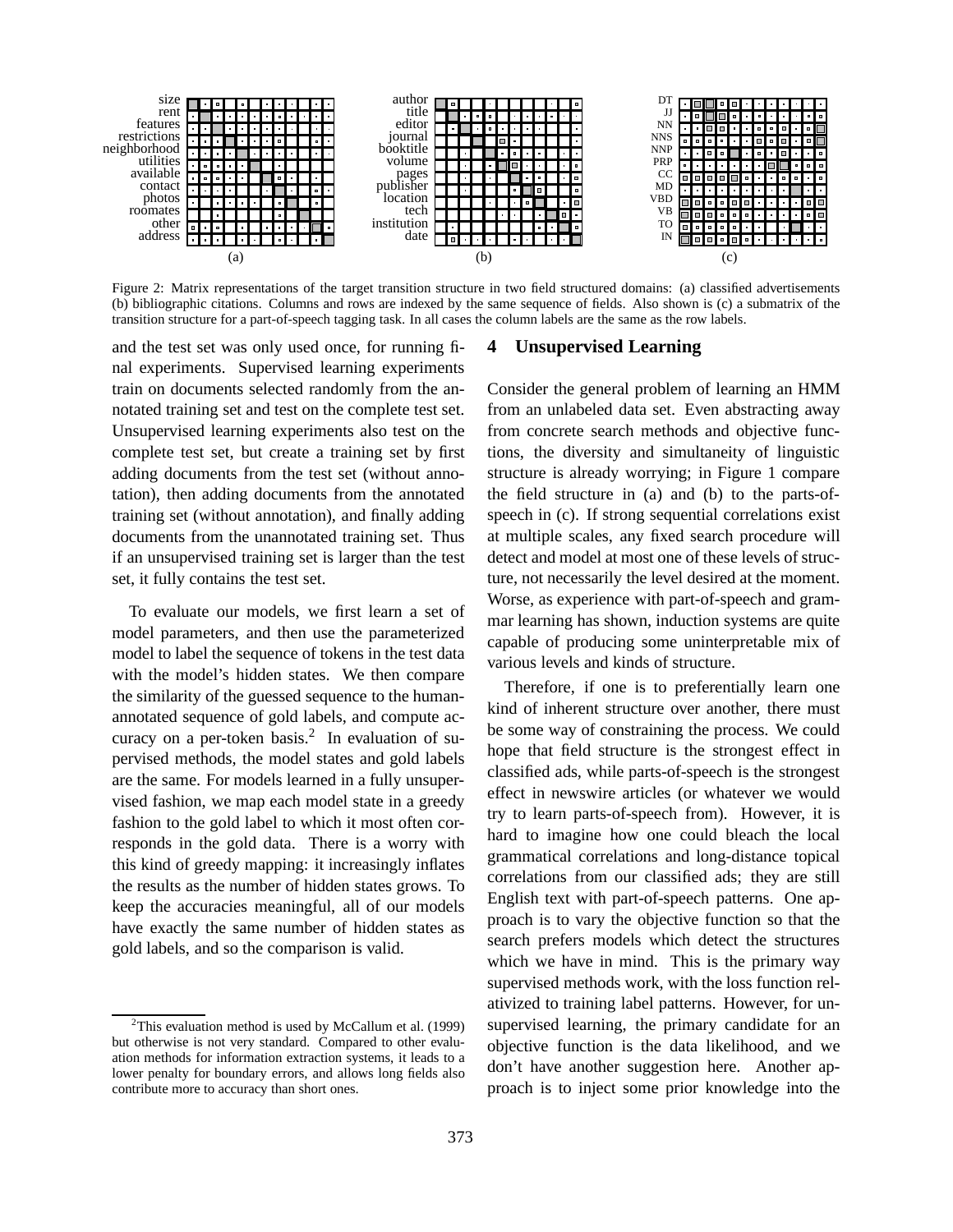size
rent
features
restrictions
neighborhood
utilities
available
contact
photos
roomates
other
address

(a)

author
title
editor
journal
booktitle
volume
pages
publisher
location
tech
institution
date

(b)

DT
JJ
NN
NNS
NNP
PRP
CC
MD
VBD
VB
TO
IN

(c)

Figure 2: Matrix representations of the target transition structure in two field structured domains: (a) classified advertisements (b) bibliographic citations. Columns and rows are indexed by the same sequence of fields. Also shown is (c) a submatrix of the transition structure for a part-of-speech tagging task. In all cases the column labels are the same as the row labels.

and the test set was only used once, for running final experiments. Supervised learning experiments train on documents selected randomly from the annotated training set and test on the complete test set. Unsupervised learning experiments also test on the complete test set, but create a training set by first adding documents from the test set (without annotation), then adding documents from the annotated training set (without annotation), and finally adding documents from the unannotated training set. Thus if an unsupervised training set is larger than the test set, it fully contains the test set.

To evaluate our models, we first learn a set of model parameters, and then use the parameterized model to label the sequence of tokens in the test data with the model's hidden states. We then compare the similarity of the guessed sequence to the human-annotated sequence of gold labels, and compute accuracy on a per-token basis.[2] In evaluation of supervised methods, the model states and gold labels are the same. For models learned in a fully unsupervised fashion, we map each model state in a greedy fashion to the gold label to which it most often corresponds in the gold data. There is a worry with this kind of greedy mapping: it increasingly inflates the results as the number of hidden states grows. To keep the accuracies meaningful, all of our models have exactly the same number of hidden states as gold labels, and so the comparison is valid.

[2] This evaluation method is used by McCallum et al. (1999) but otherwise is not very standard. Compared to other evaluation methods for information extraction systems, it leads to a lower penalty for boundary errors, and allows long fields also contribute more to accuracy than short ones.

## 4 Unsupervised Learning

Consider the general problem of learning an HMM from an unlabeled data set. Even abstracting away from concrete search methods and objective functions, the diversity and simultaneity of linguistic structure is already worrying; in Figure 1 compare the field structure in (a) and (b) to the parts-of-speech in (c). If strong sequential correlations exist at multiple scales, any fixed search procedure will detect and model at most one of these levels of structure, not necessarily the level desired at the moment. Worse, as experience with part-of-speech and grammar learning has shown, induction systems are quite capable of producing some uninterpretable mix of various levels and kinds of structure.

Therefore, if one is to preferentially learn one kind of inherent structure over another, there must be some way of constraining the process. We could hope that field structure is the strongest effect in classified ads, while parts-of-speech is the strongest effect in newswire articles (or whatever we would try to learn parts-of-speech from). However, it is hard to imagine how one could bleach the local grammatical correlations and long-distance topical correlations from our classified ads; they are still English text with part-of-speech patterns. One approach is to vary the objective function so that the search prefers models which detect the structures which we have in mind. This is the primary way supervised methods work, with the loss function relativized to training label patterns. However, for unsupervised learning, the primary candidate for an objective function is the data likelihood, and we don't have another suggestion here. Another approach is to inject some prior knowledge into the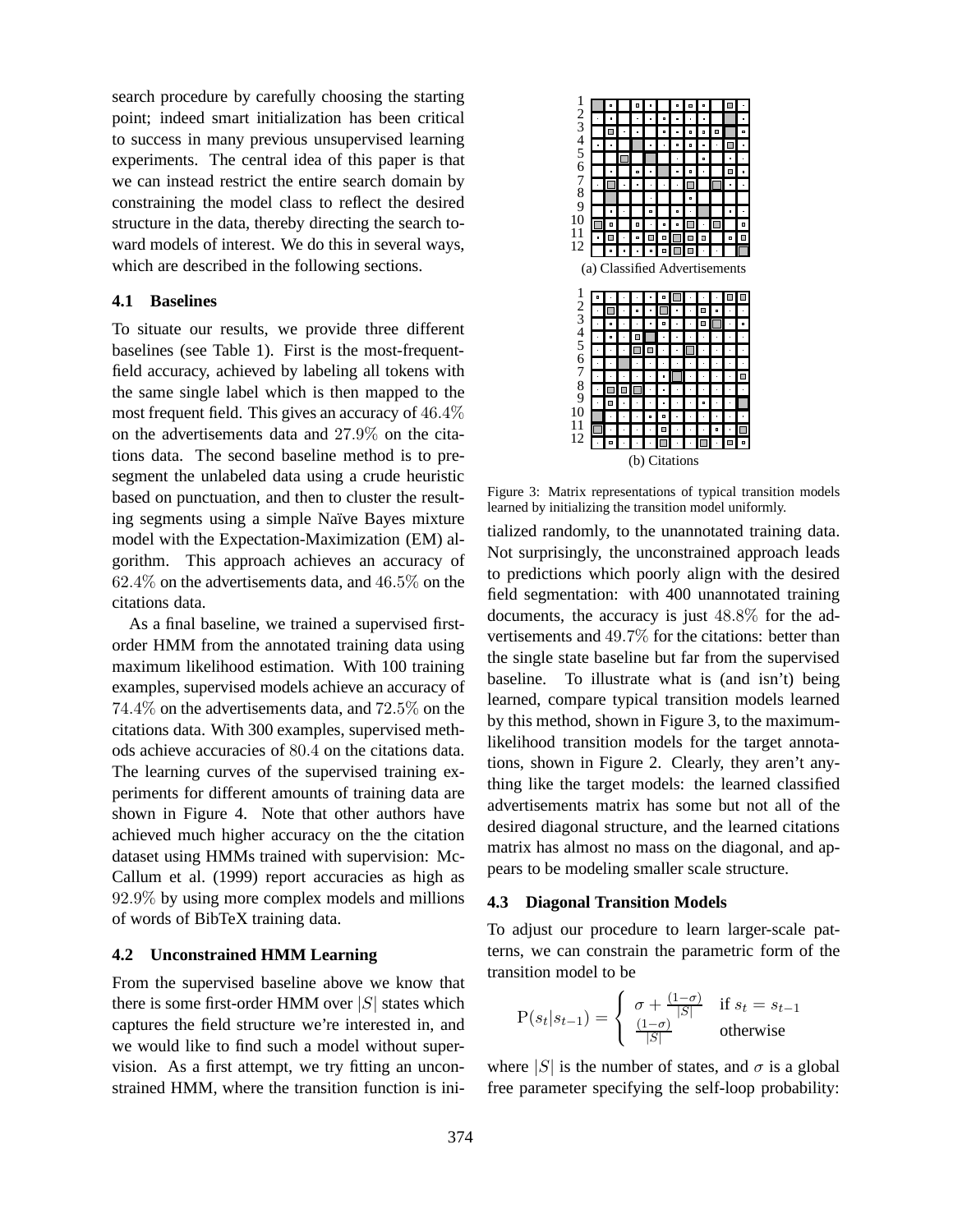search procedure by carefully choosing the starting point; indeed smart initialization has been critical to success in many previous unsupervised learning experiments. The central idea of this paper is that we can instead restrict the entire search domain by constraining the model class to reflect the desired structure in the data, thereby directing the search toward models of interest. We do this in several ways, which are described in the following sections.

### 4.1 Baselines

To situate our results, we provide three different baselines (see Table 1). First is the most-frequent-field accuracy, achieved by labeling all tokens with the same single label which is then mapped to the most frequent field. This gives an accuracy of $46.4\%$ on the advertisements data and $27.9\%$ on the citations data. The second baseline method is to presegment the unlabeled data using a crude heuristic based on punctuation, and then to cluster the resulting segments using a simple Naïve Bayes mixture model with the Expectation-Maximization (EM) algorithm. This approach achieves an accuracy of $62.4\%$ on the advertisements data, and $46.5\%$ on the citations data.

As a final baseline, we trained a supervised first-order HMM from the annotated training data using maximum likelihood estimation. With 100 training examples, supervised models achieve an accuracy of $74.4\%$ on the advertisements data, and $72.5\%$ on the citations data. With 300 examples, supervised methods achieve accuracies of $80.4$ on the citations data. The learning curves of the supervised training experiments for different amounts of training data are shown in Figure 4. Note that other authors have achieved much higher accuracy on the the citation dataset using HMMs trained with supervision: McCallum et al. (1999) report accuracies as high as $92.9\%$ by using more complex models and millions of words of BibTeX training data.

### 4.2 Unconstrained HMM Learning

From the supervised baseline above we know that there is some first-order HMM over $|S|$ states which captures the field structure we're interested in, and we would like to find such a model without supervision. As a first attempt, we try fitting an unconstrained HMM, where the transition function is initialized randomly, to the unannotated training data. Not surprisingly, the unconstrained approach leads to predictions which poorly align with the desired field segmentation: with 400 unannotated training documents, the accuracy is just $48.8\%$ for the advertisements and $49.7\%$ for the citations: better than the single state baseline but far from the supervised baseline. To illustrate what is (and isn't) being learned, compare typical transition models learned by this method, shown in Figure 3, to the maximum-likelihood transition models for the target annotations, shown in Figure 2. Clearly, they aren't anything like the target models: the learned classified advertisements matrix has some but not all of the desired diagonal structure, and the learned citations matrix has almost no mass on the diagonal, and appears to be modeling smaller scale structure.

(a) Classified Advertisements

(b) Citations

Figure 3: Matrix representations of typical transition models learned by initializing the transition model uniformly.

### 4.3 Diagonal Transition Models

To adjust our procedure to learn larger-scale patterns, we can constrain the parametric form of the transition model to be

$$\mathrm{P}(s_t|s_{t-1}) = \begin{cases} \sigma + \frac{(1-\sigma)}{|S|} & \text{if } s_t = s_{t-1} \\ \frac{(1-\sigma)}{|S|} & \text{otherwise} \end{cases}$$

where $|S|$ is the number of states, and $\sigma$ is a global free parameter specifying the self-loop probability: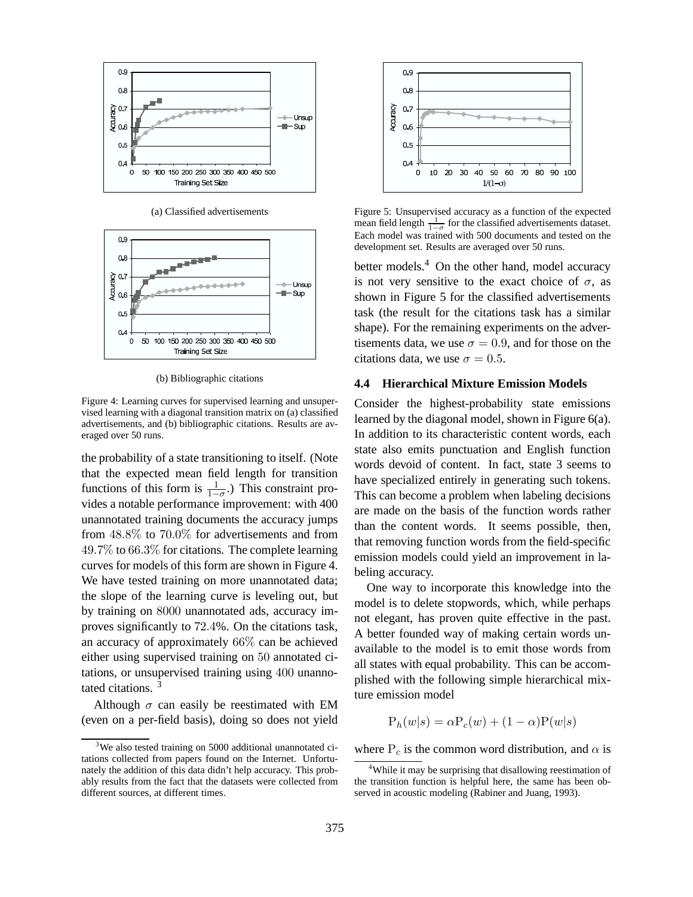(a) Classified advertisements

(b) Bibliographic citations

Figure 4: Learning curves for supervised learning and unsupervised learning with a diagonal transition matrix on (a) classified advertisements, and (b) bibliographic citations. Results are averaged over 50 runs.

the probability of a state transitioning to itself. (Note that the expected mean field length for transition functions of this form is $\frac{1}{1-\sigma}$.) This constraint provides a notable performance improvement: with 400 unannotated training documents the accuracy jumps from $48.8\%$ to $70.0\%$ for advertisements and from $49.7\%$ to $66.3\%$ for citations. The complete learning curves for models of this form are shown in Figure 4. We have tested training on more unannotated data; the slope of the learning curve is leveling out, but by training on $8000$ unannotated ads, accuracy improves significantly to $72.4\%$. On the citations task, an accuracy of approximately $66\%$ can be achieved either using supervised training on $50$ annotated citations, or unsupervised training using $400$ unannotated citations. [3]

Although $\sigma$ can easily be reestimated with EM (even on a per-field basis), doing so does not yield better models.[4] On the other hand, model accuracy is not very sensitive to the exact choice of $\sigma$, as shown in Figure 5 for the classified advertisements task (the result for the citations task has a similar shape). For the remaining experiments on the advertisements data, we use $\sigma = 0.9$, and for those on the citations data, we use $\sigma = 0.5$.

Figure 5: Unsupervised accuracy as a function of the expected mean field length $\frac{1}{1-\sigma}$ for the classified advertisements dataset. Each model was trained with 500 documents and tested on the development set. Results are averaged over 50 runs.

### 4.4 Hierarchical Mixture Emission Models

Consider the highest-probability state emissions learned by the diagonal model, shown in Figure 6(a). In addition to its characteristic content words, each state also emits punctuation and English function words devoid of content. In fact, state 3 seems to have specialized entirely in generating such tokens. This can become a problem when labeling decisions are made on the basis of the function words rather than the content words. It seems possible, then, that removing function words from the field-specific emission models could yield an improvement in labeling accuracy.

One way to incorporate this knowledge into the model is to delete stopwords, which, while perhaps not elegant, has proven quite effective in the past. A better founded way of making certain words unavailable to the model is to emit those words from all states with equal probability. This can be accomplished with the following simple hierarchical mixture emission model

$$\mathrm{P}_h(w|s) = \alpha \mathrm{P}_c(w) + (1 - \alpha)\mathrm{P}(w|s)$$

where $\mathrm{P}_c$ is the common word distribution, and $\alpha$ is

[3] We also tested training on 5000 additional unannotated citations collected from papers found on the Internet. Unfortunately the addition of this data didn't help accuracy. This probably results from the fact that the datasets were collected from different sources, at different times.

[4] While it may be surprising that disallowing reestimation of the transition function is helpful here, the same has been observed in acoustic modeling (Rabiner and Juang, 1993).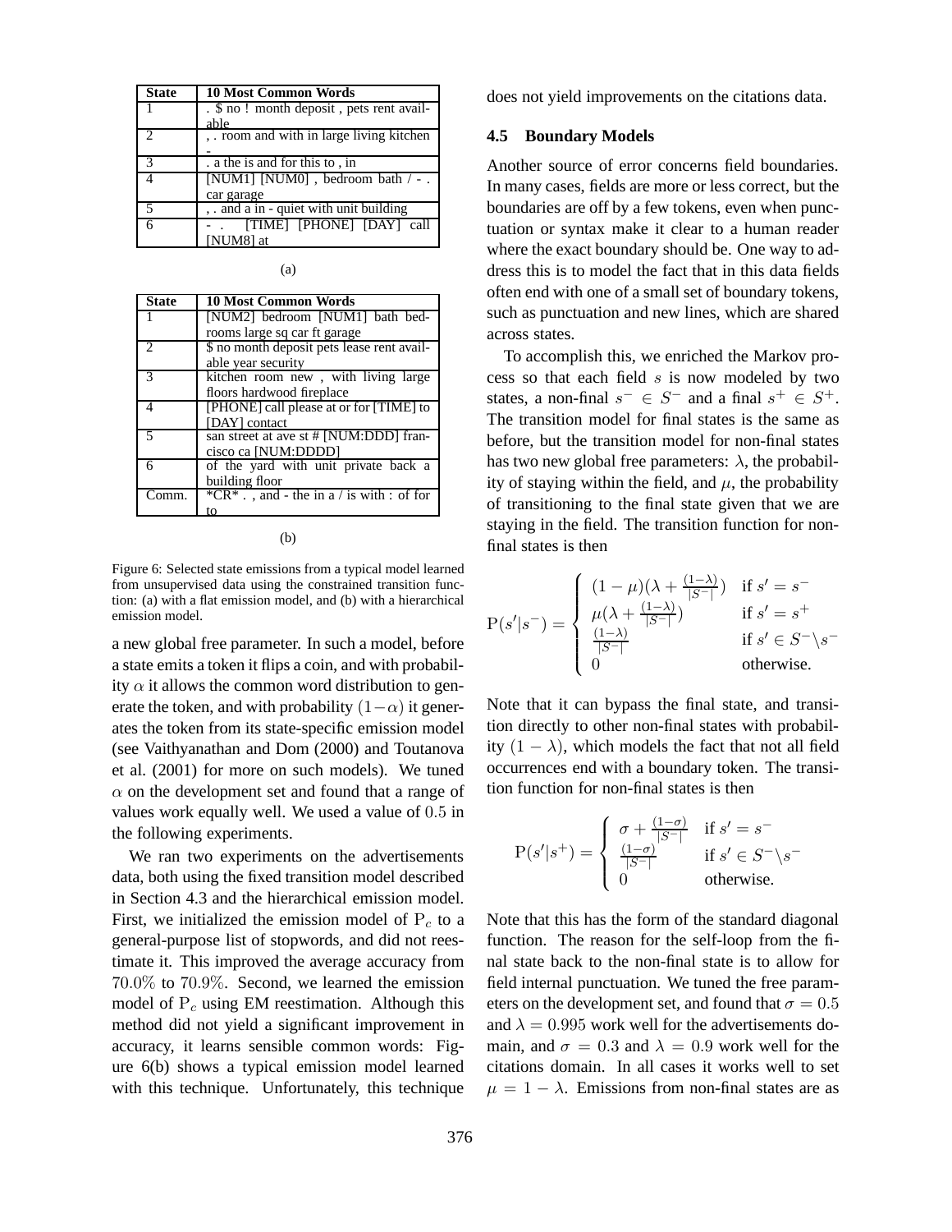| State | 10 Most Common Words |
| --- | --- |
| 1 | . $ no ! month deposit , pets rent available |
| 2 | , . room and with in large living kitchen - |
| 3 | . a the is and for this to , in |
| 4 | [NUM1] [NUM0] , bedroom bath / - . car garage |
| 5 | , . and a in - quiet with unit building |
| 6 | - . [TIME] [PHONE] [DAY] call [NUM8] at |

(a)

| State | 10 Most Common Words |
| --- | --- |
| 1 | [NUM2] bedroom [NUM1] bath bedrooms large sq car ft garage |
| 2 | $ no month deposit pets lease rent available year security |
| 3 | kitchen room new , with living large floors hardwood fireplace |
| 4 | [PHONE] call please at or for [TIME] to [DAY] contact |
| 5 | san street at ave st # [NUM:DDD] francisco ca [NUM:DDDD] |
| 6 | of the yard with unit private back a building floor |
| Comm. | *CR* . , and - the in a / is with : of for to |

(b)

Figure 6: Selected state emissions from a typical model learned from unsupervised data using the constrained transition function: (a) with a flat emission model, and (b) with a hierarchical emission model.

a new global free parameter. In such a model, before a state emits a token it flips a coin, and with probability $\alpha$ it allows the common word distribution to generate the token, and with probability $(1-\alpha)$ it generates the token from its state-specific emission model (see Vaithyanathan and Dom (2000) and Toutanova et al. (2001) for more on such models). We tuned $\alpha$ on the development set and found that a range of values work equally well. We used a value of $0.5$ in the following experiments.

We ran two experiments on the advertisements data, both using the fixed transition model described in Section 4.3 and the hierarchical emission model. First, we initialized the emission model of $\mathrm{P}_c$ to a general-purpose list of stopwords, and did not reestimate it. This improved the average accuracy from $70.0\%$ to $70.9\%$. Second, we learned the emission model of $\mathrm{P}_c$ using EM reestimation. Although this method did not yield a significant improvement in accuracy, it learns sensible common words: Figure 6(b) shows a typical emission model learned with this technique. Unfortunately, this technique does not yield improvements on the citations data.

### 4.5 Boundary Models

Another source of error concerns field boundaries. In many cases, fields are more or less correct, but the boundaries are off by a few tokens, even when punctuation or syntax make it clear to a human reader where the exact boundary should be. One way to address this is to model the fact that in this data fields often end with one of a small set of boundary tokens, such as punctuation and new lines, which are shared across states.

To accomplish this, we enriched the Markov process so that each field $s$ is now modeled by two states, a non-final $s^- \in S^-$ and a final $s^+ \in S^+$. The transition model for final states is the same as before, but the transition model for non-final states has two new global free parameters: $\lambda$, the probability of staying within the field, and $\mu$, the probability of transitioning to the final state given that we are staying in the field. The transition function for non-final states is then

$$\mathrm{P}(s'|s^-) = \begin{cases} (1-\mu)(\lambda + \frac{(1-\lambda)}{|S^-|}) & \text{if } s' = s^- \\ \mu(\lambda + \frac{(1-\lambda)}{|S^-|}) & \text{if } s' = s^+ \\ \frac{(1-\lambda)}{|S^-|} & \text{if } s' \in S^- \backslash s^- \\ 0 & \text{otherwise.} \end{cases}$$

Note that it can bypass the final state, and transition directly to other non-final states with probability $(1-\lambda)$, which models the fact that not all field occurrences end with a boundary token. The transition function for non-final states is then

$$\mathrm{P}(s'|s^+) = \begin{cases} \sigma + \frac{(1-\sigma)}{|S^-|} & \text{if } s' = s^- \\ \frac{(1-\sigma)}{|S^-|} & \text{if } s' \in S^- \backslash s^- \\ 0 & \text{otherwise.} \end{cases}$$

Note that this has the form of the standard diagonal function. The reason for the self-loop from the final state back to the non-final state is to allow for field internal punctuation. We tuned the free parameters on the development set, and found that $\sigma = 0.5$ and $\lambda = 0.995$ work well for the advertisements domain, and $\sigma = 0.3$ and $\lambda = 0.9$ work well for the citations domain. In all cases it works well to set $\mu = 1 - \lambda$. Emissions from non-final states are as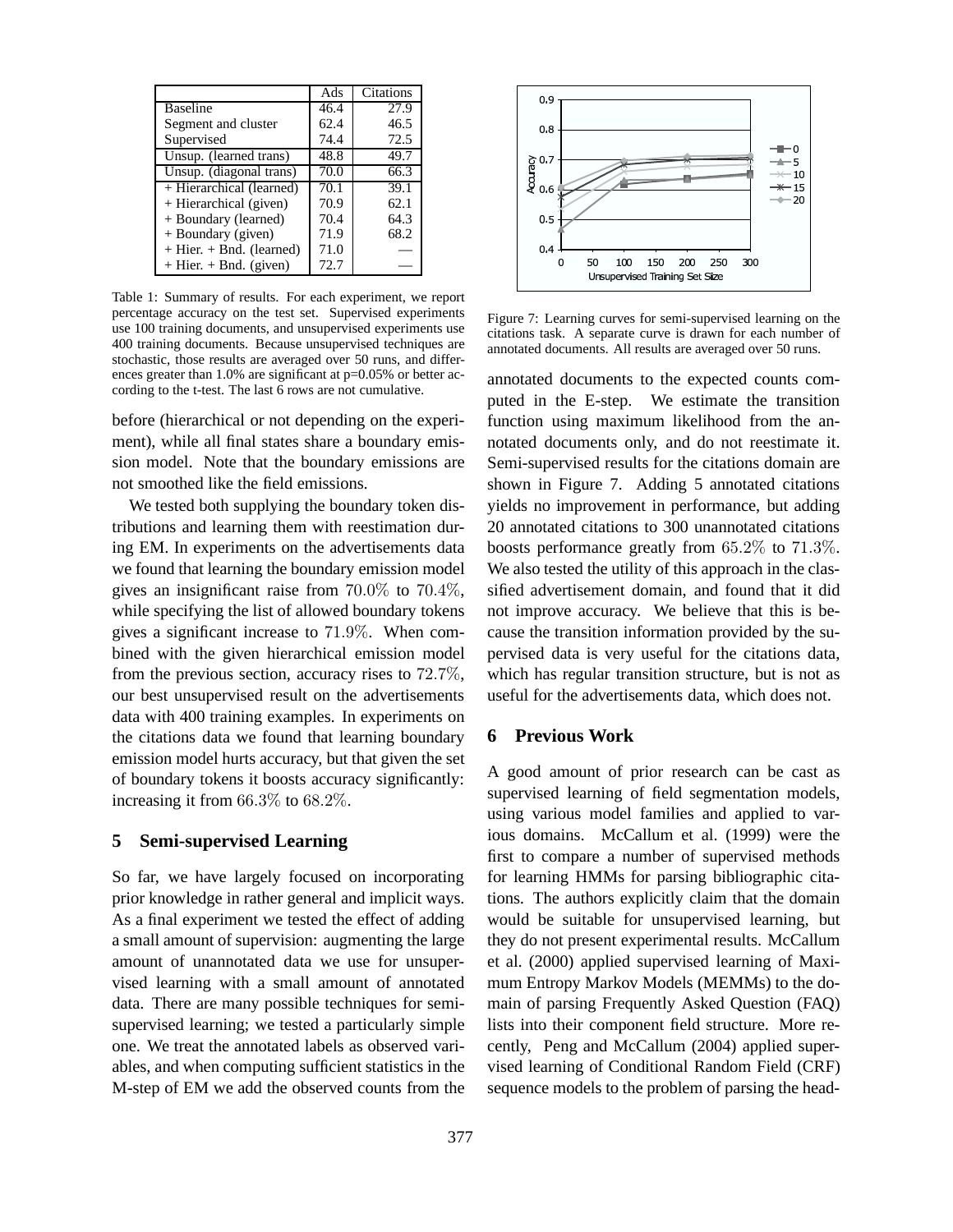|  | Ads | Citations |
|---|---|---|
| Baseline | 46.4 | 27.9 |
| Segment and cluster | 62.4 | 46.5 |
| Supervised | 74.4 | 72.5 |
| Unsup. (learned trans) | 48.8 | 49.7 |
| Unsup. (diagonal trans) | 70.0 | 66.3 |
| + Hierarchical (learned) | 70.1 | 39.1 |
| + Hierarchical (given) | 70.9 | 62.1 |
| + Boundary (learned) | 70.4 | 64.3 |
| + Boundary (given) | 71.9 | 68.2 |
| + Hier. + Bnd. (learned) | 71.0 | — |
| + Hier. + Bnd. (given) | 72.7 | — |

Table 1: Summary of results. For each experiment, we report percentage accuracy on the test set. Supervised experiments use 100 training documents, and unsupervised experiments use 400 training documents. Because unsupervised techniques are stochastic, those results are averaged over 50 runs, and differences greater than 1.0% are significant at p=0.05% or better according to the t-test. The last 6 rows are not cumulative.

before (hierarchical or not depending on the experiment), while all final states share a boundary emission model. Note that the boundary emissions are not smoothed like the field emissions.

We tested both supplying the boundary token distributions and learning them with reestimation during EM. In experiments on the advertisements data we found that learning the boundary emission model gives an insignificant raise from $70.0\%$ to $70.4\%$, while specifying the list of allowed boundary tokens gives a significant increase to $71.9\%$. When combined with the given hierarchical emission model from the previous section, accuracy rises to $72.7\%$, our best unsupervised result on the advertisements data with 400 training examples. In experiments on the citations data we found that learning boundary emission model hurts accuracy, but that given the set of boundary tokens it boosts accuracy significantly: increasing it from $66.3\%$ to $68.2\%$.

## 5 Semi-supervised Learning

So far, we have largely focused on incorporating prior knowledge in rather general and implicit ways. As a final experiment we tested the effect of adding a small amount of supervision: augmenting the large amount of unannotated data we use for unsupervised learning with a small amount of annotated data. There are many possible techniques for semi-supervised learning; we tested a particularly simple one. We treat the annotated labels as observed variables, and when computing sufficient statistics in the M-step of EM we add the observed counts from the annotated documents to the expected counts computed in the E-step. We estimate the transition function using maximum likelihood from the annotated documents only, and do not reestimate it. Semi-supervised results for the citations domain are shown in Figure 7. Adding 5 annotated citations yields no improvement in performance, but adding 20 annotated citations to 300 unannotated citations boosts performance greatly from $65.2\%$ to $71.3\%$. We also tested the utility of this approach in the classified advertisement domain, and found that it did not improve accuracy. We believe that this is because the transition information provided by the supervised data is very useful for the citations data, which has regular transition structure, but is not as useful for the advertisements data, which does not.

Figure 7: Learning curves for semi-supervised learning on the citations task. A separate curve is drawn for each number of annotated documents. All results are averaged over 50 runs.

## 6 Previous Work

A good amount of prior research can be cast as supervised learning of field segmentation models, using various model families and applied to various domains. McCallum et al. (1999) were the first to compare a number of supervised methods for learning HMMs for parsing bibliographic citations. The authors explicitly claim that the domain would be suitable for unsupervised learning, but they do not present experimental results. McCallum et al. (2000) applied supervised learning of Maximum Entropy Markov Models (MEMMs) to the domain of parsing Frequently Asked Question (FAQ) lists into their component field structure. More recently, Peng and McCallum (2004) applied supervised learning of Conditional Random Field (CRF) sequence models to the problem of parsing the head-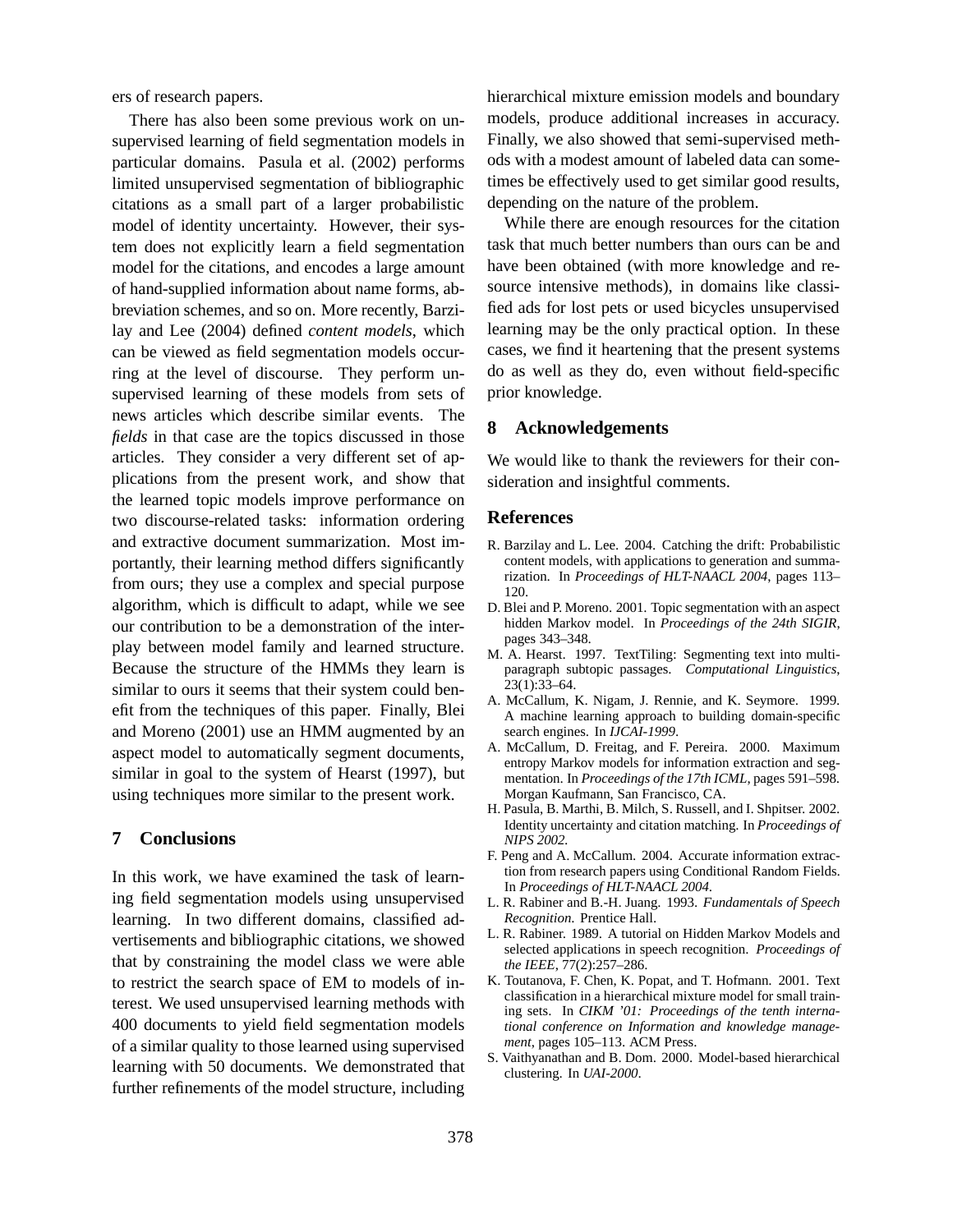ers of research papers.

There has also been some previous work on unsupervised learning of field segmentation models in particular domains. Pasula et al. (2002) performs limited unsupervised segmentation of bibliographic citations as a small part of a larger probabilistic model of identity uncertainty. However, their system does not explicitly learn a field segmentation model for the citations, and encodes a large amount of hand-supplied information about name forms, abbreviation schemes, and so on. More recently, Barzilay and Lee (2004) defined *content models*, which can be viewed as field segmentation models occurring at the level of discourse. They perform unsupervised learning of these models from sets of news articles which describe similar events. The *fields* in that case are the topics discussed in those articles. They consider a very different set of applications from the present work, and show that the learned topic models improve performance on two discourse-related tasks: information ordering and extractive document summarization. Most importantly, their learning method differs significantly from ours; they use a complex and special purpose algorithm, which is difficult to adapt, while we see our contribution to be a demonstration of the interplay between model family and learned structure. Because the structure of the HMMs they learn is similar to ours it seems that their system could benefit from the techniques of this paper. Finally, Blei and Moreno (2001) use an HMM augmented by an aspect model to automatically segment documents, similar in goal to the system of Hearst (1997), but using techniques more similar to the present work.

## 7 Conclusions

In this work, we have examined the task of learning field segmentation models using unsupervised learning. In two different domains, classified advertisements and bibliographic citations, we showed that by constraining the model class we were able to restrict the search space of EM to models of interest. We used unsupervised learning methods with 400 documents to yield field segmentation models of a similar quality to those learned using supervised learning with 50 documents. We demonstrated that further refinements of the model structure, including hierarchical mixture emission models and boundary models, produce additional increases in accuracy. Finally, we also showed that semi-supervised methods with a modest amount of labeled data can sometimes be effectively used to get similar good results, depending on the nature of the problem.

While there are enough resources for the citation task that much better numbers than ours can be and have been obtained (with more knowledge and resource intensive methods), in domains like classified ads for lost pets or used bicycles unsupervised learning may be the only practical option. In these cases, we find it heartening that the present systems do as well as they do, even without field-specific prior knowledge.

## 8 Acknowledgements

We would like to thank the reviewers for their consideration and insightful comments.

## References

R. Barzilay and L. Lee. 2004. Catching the drift: Probabilistic content models, with applications to generation and summarization. In *Proceedings of HLT-NAACL 2004*, pages 113–120.

D. Blei and P. Moreno. 2001. Topic segmentation with an aspect hidden Markov model. In *Proceedings of the 24th SIGIR*, pages 343–348.

M. A. Hearst. 1997. TextTiling: Segmenting text into multi-paragraph subtopic passages. *Computational Linguistics*, 23(1):33–64.

A. McCallum, K. Nigam, J. Rennie, and K. Seymore. 1999. A machine learning approach to building domain-specific search engines. In *IJCAI-1999*.

A. McCallum, D. Freitag, and F. Pereira. 2000. Maximum entropy Markov models for information extraction and segmentation. In *Proceedings of the 17th ICML*, pages 591–598. Morgan Kaufmann, San Francisco, CA.

H. Pasula, B. Marthi, B. Milch, S. Russell, and I. Shpitser. 2002. Identity uncertainty and citation matching. In *Proceedings of NIPS 2002*.

F. Peng and A. McCallum. 2004. Accurate information extraction from research papers using Conditional Random Fields. In *Proceedings of HLT-NAACL 2004*.

L. R. Rabiner and B.-H. Juang. 1993. *Fundamentals of Speech Recognition*. Prentice Hall.

L. R. Rabiner. 1989. A tutorial on Hidden Markov Models and selected applications in speech recognition. *Proceedings of the IEEE*, 77(2):257–286.

K. Toutanova, F. Chen, K. Popat, and T. Hofmann. 2001. Text classification in a hierarchical mixture model for small training sets. In *CIKM '01: Proceedings of the tenth international conference on Information and knowledge management*, pages 105–113. ACM Press.

S. Vaithyanathan and B. Dom. 2000. Model-based hierarchical clustering. In *UAI-2000*.